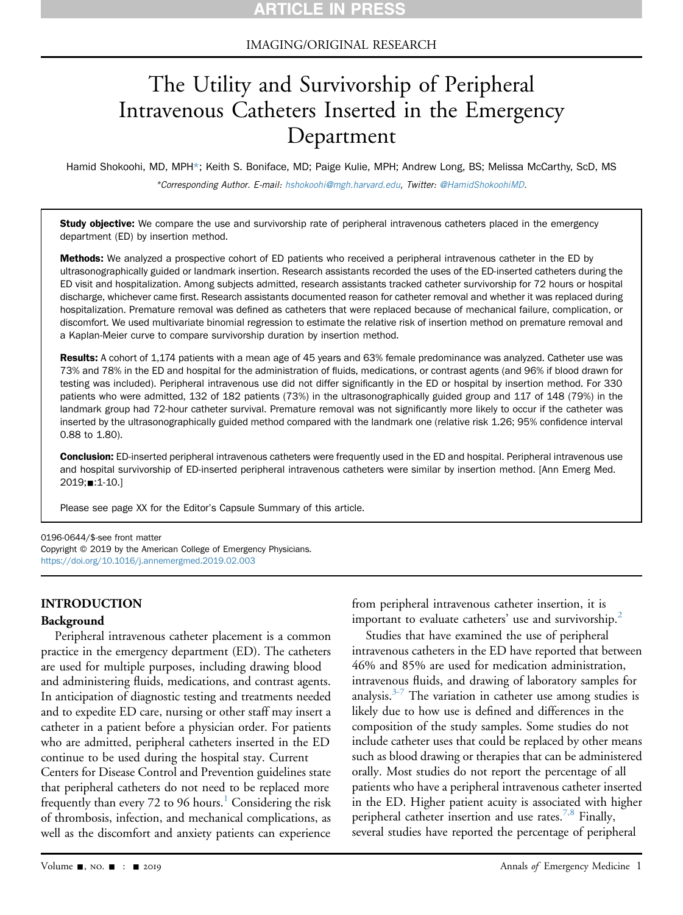ARTICLE IN PRESS

IMAGING/ORIGINAL RESEARCH

# The Utility and Survivorship of Peripheral Intravenous Catheters Inserted in the Emergency Department

Hamid Shokoohi, MD, MPH*; Keith S. Boniface, MD; Paige Kulie, MPH; Andrew Long, BS; Melissa McCarthy, ScD, MS

*Corresponding Author. E-mail: hshokoohi@mgh.harvard.edu, Twitter: @HamidShokoohiMD.

**Study objective:** We compare the use and survivorship rate of peripheral intravenous catheters placed in the emergency department (ED) by insertion method.

**Methods:** We analyzed a prospective cohort of ED patients who received a peripheral intravenous catheter in the ED by ultrasonographically guided or landmark insertion. Research assistants recorded the uses of the ED-inserted catheters during the ED visit and hospitalization. Among subjects admitted, research assistants tracked catheter survivorship for 72 hours or hospital discharge, whichever came first. Research assistants documented reason for catheter removal and whether it was replaced during hospitalization. Premature removal was defined as catheters that were replaced because of mechanical failure, complication, or discomfort. We used multivariate binomial regression to estimate the relative risk of insertion method on premature removal and a Kaplan-Meier curve to compare survivorship duration by insertion method.

**Results:** A cohort of 1,174 patients with a mean age of 45 years and 63% female predominance was analyzed. Catheter use was 73% and 78% in the ED and hospital for the administration of fluids, medications, or contrast agents (and 96% if blood drawn for testing was included). Peripheral intravenous use did not differ significantly in the ED or hospital by insertion method. For 330 patients who were admitted, 132 of 182 patients (73%) in the ultrasonographically guided group and 117 of 148 (79%) in the landmark group had 72-hour catheter survival. Premature removal was not significantly more likely to occur if the catheter was inserted by the ultrasonographically guided method compared with the landmark one (relative risk 1.26; 95% confidence interval 0.88 to 1.80).

**Conclusion:** ED-inserted peripheral intravenous catheters were frequently used in the ED and hospital. Peripheral intravenous use and hospital survivorship of ED-inserted peripheral intravenous catheters were similar by insertion method. [Ann Emerg Med. 2019;■:1-10.]

Please see page XX for the Editor's Capsule Summary of this article.

0196-0644/$-see front matter
Copyright © 2019 by the American College of Emergency Physicians.
https://doi.org/10.1016/j.annemergmed.2019.02.003

## INTRODUCTION

### Background

Peripheral intravenous catheter placement is a common practice in the emergency department (ED). The catheters are used for multiple purposes, including drawing blood and administering fluids, medications, and contrast agents. In anticipation of diagnostic testing and treatments needed and to expedite ED care, nursing or other staff may insert a catheter in a patient before a physician order. For patients who are admitted, peripheral catheters inserted in the ED continue to be used during the hospital stay. Current Centers for Disease Control and Prevention guidelines state that peripheral catheters do not need to be replaced more frequently than every 72 to 96 hours.[1] Considering the risk of thrombosis, infection, and mechanical complications, as well as the discomfort and anxiety patients can experience from peripheral intravenous catheter insertion, it is important to evaluate catheters' use and survivorship.[2]

Studies that have examined the use of peripheral intravenous catheters in the ED have reported that between 46% and 85% are used for medication administration, intravenous fluids, and drawing of laboratory samples for analysis.[3-7] The variation in catheter use among studies is likely due to how use is defined and differences in the composition of the study samples. Some studies do not include catheter uses that could be replaced by other means such as blood drawing or therapies that can be administered orally. Most studies do not report the percentage of all patients who have a peripheral intravenous catheter inserted in the ED. Higher patient acuity is associated with higher peripheral catheter insertion and use rates.[7,8] Finally, several studies have reported the percentage of peripheral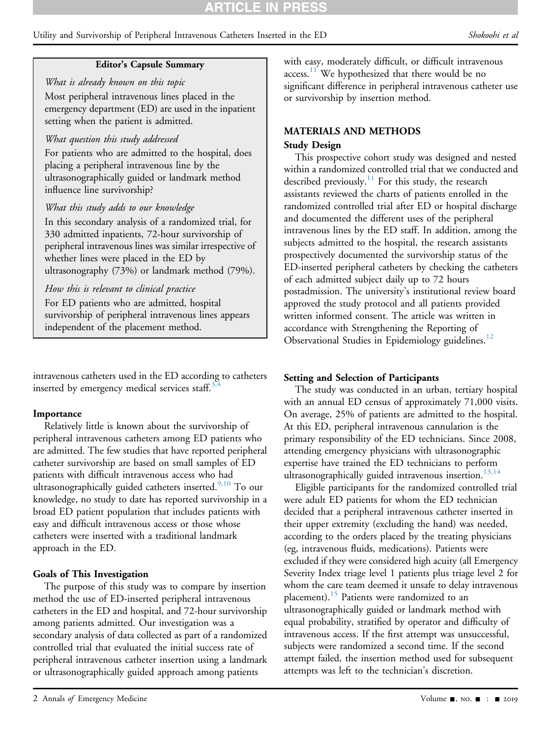**Editor's Capsule Summary**

*What is already known on this topic*

Most peripheral intravenous lines placed in the emergency department (ED) are used in the inpatient setting when the patient is admitted.

*What question this study addressed*

For patients who are admitted to the hospital, does placing a peripheral intravenous line by the ultrasonographically guided or landmark method influence line survivorship?

*What this study adds to our knowledge*

In this secondary analysis of a randomized trial, for 330 admitted inpatients, 72-hour survivorship of peripheral intravenous lines was similar irrespective of whether lines were placed in the ED by ultrasonography (73%) or landmark method (79%).

*How this is relevant to clinical practice*

For ED patients who are admitted, hospital survivorship of peripheral intravenous lines appears independent of the placement method.

intravenous catheters used in the ED according to catheters inserted by emergency medical services staff.[3,4]

### Importance

Relatively little is known about the survivorship of peripheral intravenous catheters among ED patients who are admitted. The few studies that have reported peripheral catheter survivorship are based on small samples of ED patients with difficult intravenous access who had ultrasonographically guided catheters inserted.[9,10] To our knowledge, no study to date has reported survivorship in a broad ED patient population that includes patients with easy and difficult intravenous access or those whose catheters were inserted with a traditional landmark approach in the ED.

### Goals of This Investigation

The purpose of this study was to compare by insertion method the use of ED-inserted peripheral intravenous catheters in the ED and hospital, and 72-hour survivorship among patients admitted. Our investigation was a secondary analysis of data collected as part of a randomized controlled trial that evaluated the initial success rate of peripheral intravenous catheter insertion using a landmark or ultrasonographically guided approach among patients with easy, moderately difficult, or difficult intravenous access.[11] We hypothesized that there would be no significant difference in peripheral intravenous catheter use or survivorship by insertion method.

## MATERIALS AND METHODS

### Study Design

This prospective cohort study was designed and nested within a randomized controlled trial that we conducted and described previously.[11] For this study, the research assistants reviewed the charts of patients enrolled in the randomized controlled trial after ED or hospital discharge and documented the different uses of the peripheral intravenous lines by the ED staff. In addition, among the subjects admitted to the hospital, the research assistants prospectively documented the survivorship status of the ED-inserted peripheral catheters by checking the catheters of each admitted subject daily up to 72 hours postadmission. The university's institutional review board approved the study protocol and all patients provided written informed consent. The article was written in accordance with Strengthening the Reporting of Observational Studies in Epidemiology guidelines.[12]

### Setting and Selection of Participants

The study was conducted in an urban, tertiary hospital with an annual ED census of approximately 71,000 visits. On average, 25% of patients are admitted to the hospital. At this ED, peripheral intravenous cannulation is the primary responsibility of the ED technicians. Since 2008, attending emergency physicians with ultrasonographic expertise have trained the ED technicians to perform ultrasonographically guided intravenous insertion.[13,14]

Eligible participants for the randomized controlled trial were adult ED patients for whom the ED technician decided that a peripheral intravenous catheter inserted in their upper extremity (excluding the hand) was needed, according to the orders placed by the treating physicians (eg, intravenous fluids, medications). Patients were excluded if they were considered high acuity (all Emergency Severity Index triage level 1 patients plus triage level 2 for whom the care team deemed it unsafe to delay intravenous placement).[15] Patients were randomized to an ultrasonographically guided or landmark method with equal probability, stratified by operator and difficulty of intravenous access. If the first attempt was unsuccessful, subjects were randomized a second time. If the second attempt failed, the insertion method used for subsequent attempts was left to the technician's discretion.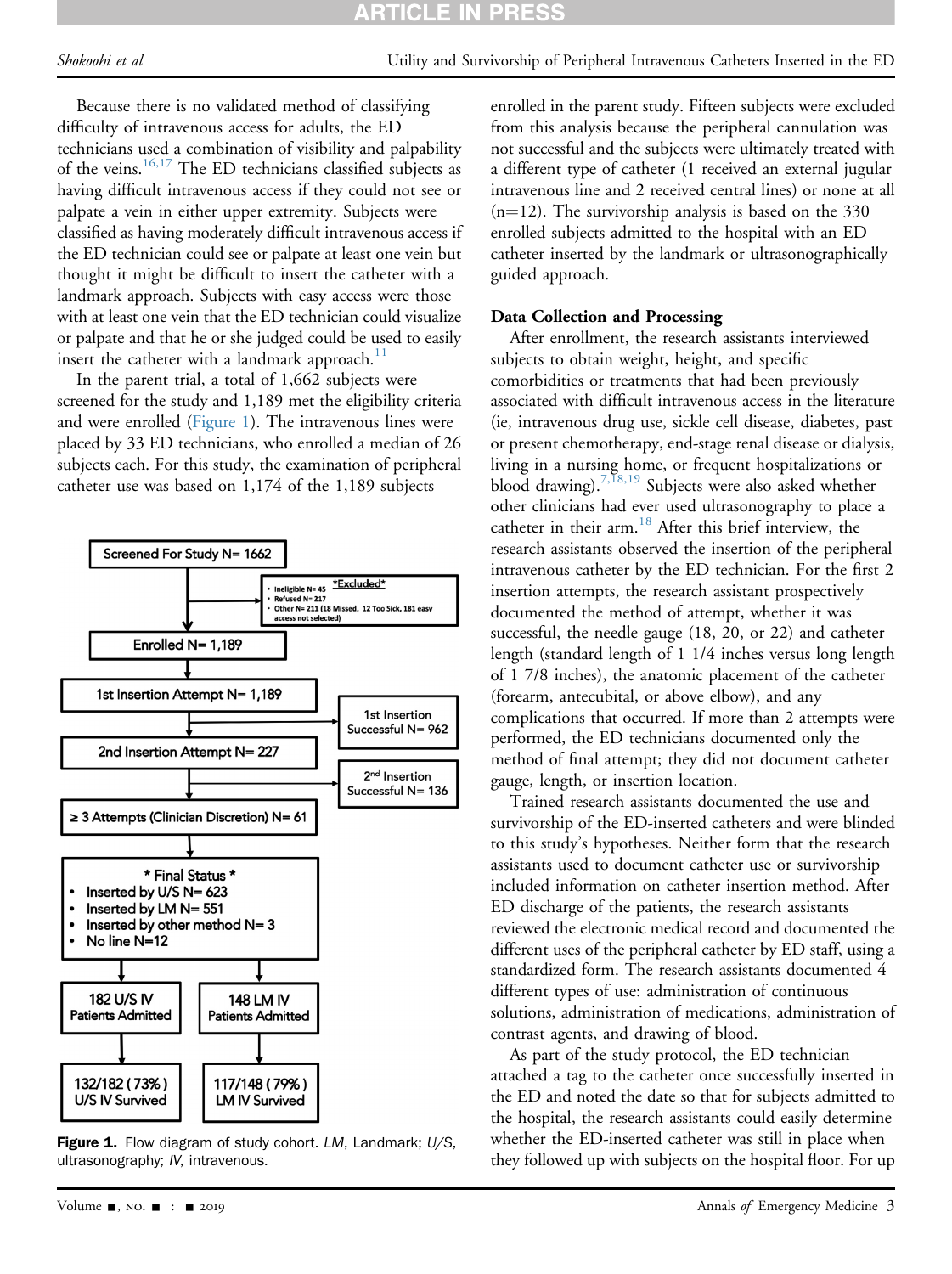Because there is no validated method of classifying difficulty of intravenous access for adults, the ED technicians used a combination of visibility and palpability of the veins.[16,17] The ED technicians classified subjects as having difficult intravenous access if they could not see or palpate a vein in either upper extremity. Subjects were classified as having moderately difficult intravenous access if the ED technician could see or palpate at least one vein but thought it might be difficult to insert the catheter with a landmark approach. Subjects with easy access were those with at least one vein that the ED technician could visualize or palpate and that he or she judged could be used to easily insert the catheter with a landmark approach.[11]

In the parent trial, a total of 1,662 subjects were screened for the study and 1,189 met the eligibility criteria and were enrolled (Figure 1). The intravenous lines were placed by 33 ED technicians, who enrolled a median of 26 subjects each. For this study, the examination of peripheral catheter use was based on 1,174 of the 1,189 subjects

Screened For Study N= 1662

*Excluded*
- Ineligible N= 45
- Refused N= 217
- Other N= 211 (18 Missed, 12 Too Sick, 181 easy access not selected)

Enrolled N= 1,189

1st Insertion Attempt N= 1,189

1st Insertion Successful N= 962

2nd Insertion Attempt N= 227

2nd Insertion Successful N= 136

≥ 3 Attempts (Clinician Discretion) N= 61

\* Final Status \*
- Inserted by U/S N= 623
- Inserted by LM N= 551
- Inserted by other method N= 3
- No line N=12

182 U/S IV Patients Admitted

148 LM IV Patients Admitted

132/182 (73%) U/S IV Survived

117/148 (79%) LM IV Survived

**Figure 1.** Flow diagram of study cohort. *LM*, Landmark; *U/S*, ultrasonography; *IV*, intravenous.

enrolled in the parent study. Fifteen subjects were excluded from this analysis because the peripheral cannulation was not successful and the subjects were ultimately treated with a different type of catheter (1 received an external jugular intravenous line and 2 received central lines) or none at all (n=12). The survivorship analysis is based on the 330 enrolled subjects admitted to the hospital with an ED catheter inserted by the landmark or ultrasonographically guided approach.

### Data Collection and Processing

After enrollment, the research assistants interviewed subjects to obtain weight, height, and specific comorbidities or treatments that had been previously associated with difficult intravenous access in the literature (ie, intravenous drug use, sickle cell disease, diabetes, past or present chemotherapy, end-stage renal disease or dialysis, living in a nursing home, or frequent hospitalizations or blood drawing).[7,18,19] Subjects were also asked whether other clinicians had ever used ultrasonography to place a catheter in their arm.[18] After this brief interview, the research assistants observed the insertion of the peripheral intravenous catheter by the ED technician. For the first 2 insertion attempts, the research assistant prospectively documented the method of attempt, whether it was successful, the needle gauge (18, 20, or 22) and catheter length (standard length of 1 1/4 inches versus long length of 1 7/8 inches), the anatomic placement of the catheter (forearm, antecubital, or above elbow), and any complications that occurred. If more than 2 attempts were performed, the ED technicians documented only the method of final attempt; they did not document catheter gauge, length, or insertion location.

Trained research assistants documented the use and survivorship of the ED-inserted catheters and were blinded to this study's hypotheses. Neither form that the research assistants used to document catheter use or survivorship included information on catheter insertion method. After ED discharge of the patients, the research assistants reviewed the electronic medical record and documented the different uses of the peripheral catheter by ED staff, using a standardized form. The research assistants documented 4 different types of use: administration of continuous solutions, administration of medications, administration of contrast agents, and drawing of blood.

As part of the study protocol, the ED technician attached a tag to the catheter once successfully inserted in the ED and noted the date so that for subjects admitted to the hospital, the research assistants could easily determine whether the ED-inserted catheter was still in place when they followed up with subjects on the hospital floor. For up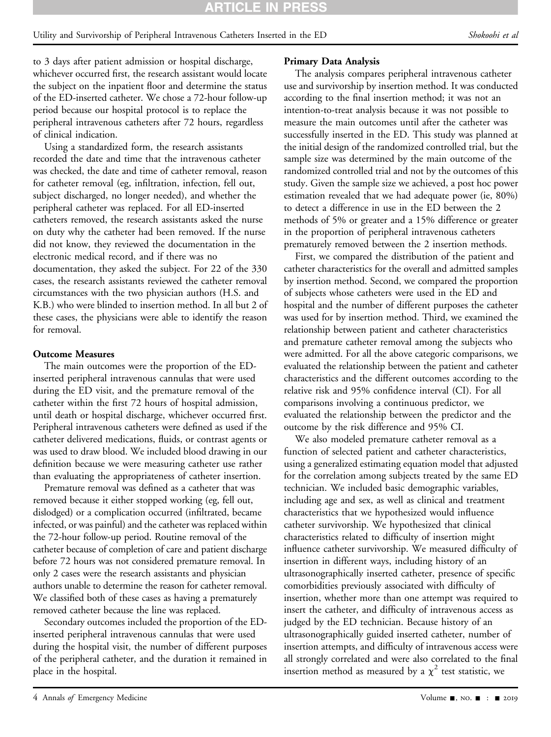to 3 days after patient admission or hospital discharge, whichever occurred first, the research assistant would locate the subject on the inpatient floor and determine the status of the ED-inserted catheter. We chose a 72-hour follow-up period because our hospital protocol is to replace the peripheral intravenous catheters after 72 hours, regardless of clinical indication.

Using a standardized form, the research assistants recorded the date and time that the intravenous catheter was checked, the date and time of catheter removal, reason for catheter removal (eg, infiltration, infection, fell out, subject discharged, no longer needed), and whether the peripheral catheter was replaced. For all ED-inserted catheters removed, the research assistants asked the nurse on duty why the catheter had been removed. If the nurse did not know, they reviewed the documentation in the electronic medical record, and if there was no documentation, they asked the subject. For 22 of the 330 cases, the research assistants reviewed the catheter removal circumstances with the two physician authors (H.S. and K.B.) who were blinded to insertion method. In all but 2 of these cases, the physicians were able to identify the reason for removal.

**Outcome Measures**

The main outcomes were the proportion of the ED-inserted peripheral intravenous cannulas that were used during the ED visit, and the premature removal of the catheter within the first 72 hours of hospital admission, until death or hospital discharge, whichever occurred first. Peripheral intravenous catheters were defined as used if the catheter delivered medications, fluids, or contrast agents or was used to draw blood. We included blood drawing in our definition because we were measuring catheter use rather than evaluating the appropriateness of catheter insertion.

Premature removal was defined as a catheter that was removed because it either stopped working (eg, fell out, dislodged) or a complication occurred (infiltrated, became infected, or was painful) and the catheter was replaced within the 72-hour follow-up period. Routine removal of the catheter because of completion of care and patient discharge before 72 hours was not considered premature removal. In only 2 cases were the research assistants and physician authors unable to determine the reason for catheter removal. We classified both of these cases as having a prematurely removed catheter because the line was replaced.

Secondary outcomes included the proportion of the ED-inserted peripheral intravenous cannulas that were used during the hospital visit, the number of different purposes of the peripheral catheter, and the duration it remained in place in the hospital.

**Primary Data Analysis**

The analysis compares peripheral intravenous catheter use and survivorship by insertion method. It was conducted according to the final insertion method; it was not an intention-to-treat analysis because it was not possible to measure the main outcomes until after the catheter was successfully inserted in the ED. This study was planned at the initial design of the randomized controlled trial, but the sample size was determined by the main outcome of the randomized controlled trial and not by the outcomes of this study. Given the sample size we achieved, a post hoc power estimation revealed that we had adequate power (ie, 80%) to detect a difference in use in the ED between the 2 methods of 5% or greater and a 15% difference or greater in the proportion of peripheral intravenous catheters prematurely removed between the 2 insertion methods.

First, we compared the distribution of the patient and catheter characteristics for the overall and admitted samples by insertion method. Second, we compared the proportion of subjects whose catheters were used in the ED and hospital and the number of different purposes the catheter was used for by insertion method. Third, we examined the relationship between patient and catheter characteristics and premature catheter removal among the subjects who were admitted. For all the above categoric comparisons, we evaluated the relationship between the patient and catheter characteristics and the different outcomes according to the relative risk and 95% confidence interval (CI). For all comparisons involving a continuous predictor, we evaluated the relationship between the predictor and the outcome by the risk difference and 95% CI.

We also modeled premature catheter removal as a function of selected patient and catheter characteristics, using a generalized estimating equation model that adjusted for the correlation among subjects treated by the same ED technician. We included basic demographic variables, including age and sex, as well as clinical and treatment characteristics that we hypothesized would influence catheter survivorship. We hypothesized that clinical characteristics related to difficulty of insertion might influence catheter survivorship. We measured difficulty of insertion in different ways, including history of an ultrasonographically inserted catheter, presence of specific comorbidities previously associated with difficulty of insertion, whether more than one attempt was required to insert the catheter, and difficulty of intravenous access as judged by the ED technician. Because history of an ultrasonographically guided inserted catheter, number of insertion attempts, and difficulty of intravenous access were all strongly correlated and were also correlated to the final insertion method as measured by a $\chi^2$ test statistic, we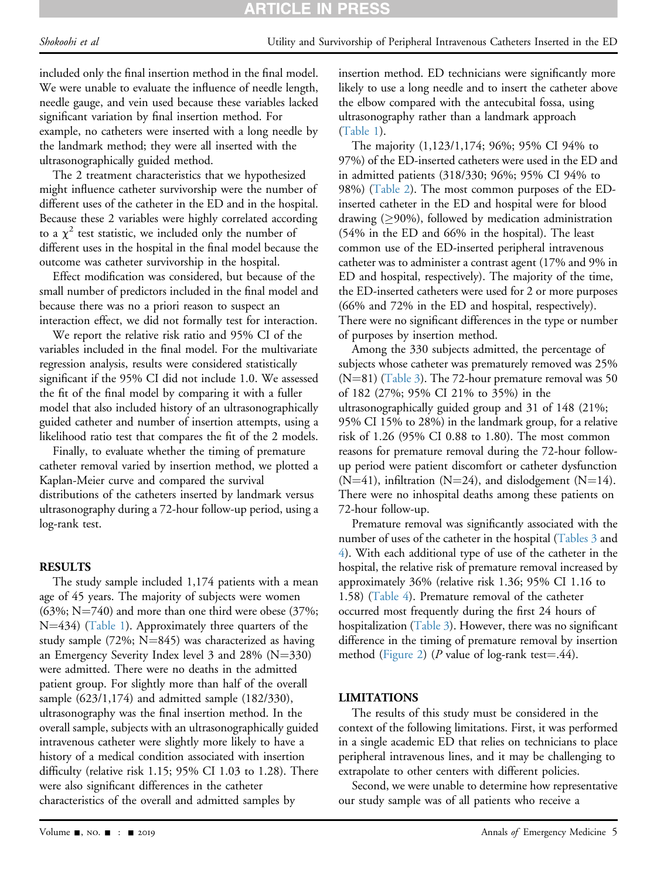included only the final insertion method in the final model. We were unable to evaluate the influence of needle length, needle gauge, and vein used because these variables lacked significant variation by final insertion method. For example, no catheters were inserted with a long needle by the landmark method; they were all inserted with the ultrasonographically guided method.

The 2 treatment characteristics that we hypothesized might influence catheter survivorship were the number of different uses of the catheter in the ED and in the hospital. Because these 2 variables were highly correlated according to a $\chi^2$ test statistic, we included only the number of different uses in the hospital in the final model because the outcome was catheter survivorship in the hospital.

Effect modification was considered, but because of the small number of predictors included in the final model and because there was no a priori reason to suspect an interaction effect, we did not formally test for interaction.

We report the relative risk ratio and 95% CI of the variables included in the final model. For the multivariate regression analysis, results were considered statistically significant if the 95% CI did not include 1.0. We assessed the fit of the final model by comparing it with a fuller model that also included history of an ultrasonographically guided catheter and number of insertion attempts, using a likelihood ratio test that compares the fit of the 2 models.

Finally, to evaluate whether the timing of premature catheter removal varied by insertion method, we plotted a Kaplan-Meier curve and compared the survival distributions of the catheters inserted by landmark versus ultrasonography during a 72-hour follow-up period, using a log-rank test.

## RESULTS

The study sample included 1,174 patients with a mean age of 45 years. The majority of subjects were women (63%; N=740) and more than one third were obese (37%; N=434) (Table 1). Approximately three quarters of the study sample (72%; N=845) was characterized as having an Emergency Severity Index level 3 and 28% (N=330) were admitted. There were no deaths in the admitted patient group. For slightly more than half of the overall sample (623/1,174) and admitted sample (182/330), ultrasonography was the final insertion method. In the overall sample, subjects with an ultrasonographically guided intravenous catheter were slightly more likely to have a history of a medical condition associated with insertion difficulty (relative risk 1.15; 95% CI 1.03 to 1.28). There were also significant differences in the catheter characteristics of the overall and admitted samples by insertion method. ED technicians were significantly more likely to use a long needle and to insert the catheter above the elbow compared with the antecubital fossa, using ultrasonography rather than a landmark approach (Table 1).

The majority (1,123/1,174; 96%; 95% CI 94% to 97%) of the ED-inserted catheters were used in the ED and in admitted patients (318/330; 96%; 95% CI 94% to 98%) (Table 2). The most common purposes of the ED-inserted catheter in the ED and hospital were for blood drawing (≥90%), followed by medication administration (54% in the ED and 66% in the hospital). The least common use of the ED-inserted peripheral intravenous catheter was to administer a contrast agent (17% and 9% in ED and hospital, respectively). The majority of the time, the ED-inserted catheters were used for 2 or more purposes (66% and 72% in the ED and hospital, respectively). There were no significant differences in the type or number of purposes by insertion method.

Among the 330 subjects admitted, the percentage of subjects whose catheter was prematurely removed was 25% (N=81) (Table 3). The 72-hour premature removal was 50 of 182 (27%; 95% CI 21% to 35%) in the ultrasonographically guided group and 31 of 148 (21%; 95% CI 15% to 28%) in the landmark group, for a relative risk of 1.26 (95% CI 0.88 to 1.80). The most common reasons for premature removal during the 72-hour follow-up period were patient discomfort or catheter dysfunction (N=41), infiltration (N=24), and dislodgement (N=14). There were no inhospital deaths among these patients on 72-hour follow-up.

Premature removal was significantly associated with the number of uses of the catheter in the hospital (Tables 3 and 4). With each additional type of use of the catheter in the hospital, the relative risk of premature removal increased by approximately 36% (relative risk 1.36; 95% CI 1.16 to 1.58) (Table 4). Premature removal of the catheter occurred most frequently during the first 24 hours of hospitalization (Table 3). However, there was no significant difference in the timing of premature removal by insertion method (Figure 2) (*P* value of log-rank test=.44).

## LIMITATIONS

The results of this study must be considered in the context of the following limitations. First, it was performed in a single academic ED that relies on technicians to place peripheral intravenous lines, and it may be challenging to extrapolate to other centers with different policies.

Second, we were unable to determine how representative our study sample was of all patients who receive a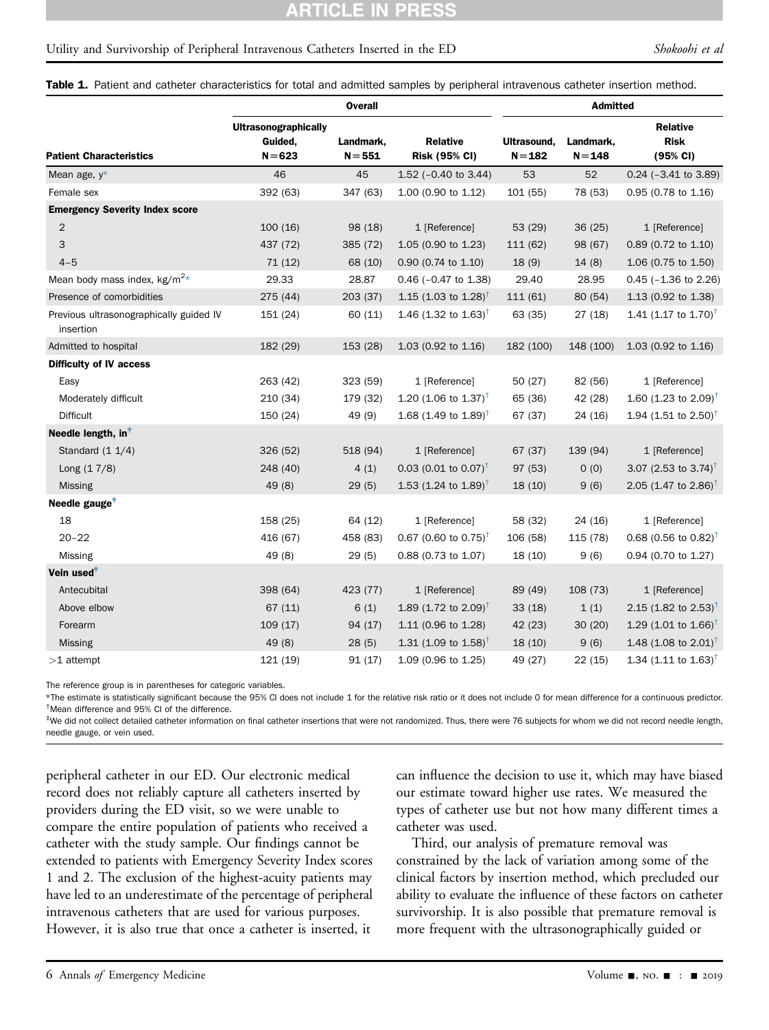**Table 1.** Patient and catheter characteristics for total and admitted samples by peripheral intravenous catheter insertion method.

| | Overall | | | Admitted | | |
|---|---|---|---|---|---|---|
| **Patient Characteristics** | **Ultrasonographically Guided, N=623** | **Landmark, N=551** | **Relative Risk (95% CI)** | **Ultrasound, N=182** | **Landmark, N=148** | **Relative Risk (95% CI)** |
| Mean age, y* | 46 | 45 | 1.52 (–0.40 to 3.44) | 53 | 52 | 0.24 (–3.41 to 3.89) |
| Female sex | 392 (63) | 347 (63) | 1.00 (0.90 to 1.12) | 101 (55) | 78 (53) | 0.95 (0.78 to 1.16) |
| **Emergency Severity Index score** | | | | | | |
| 2 | 100 (16) | 98 (18) | 1 [Reference] | 53 (29) | 36 (25) | 1 [Reference] |
| 3 | 437 (72) | 385 (72) | 1.05 (0.90 to 1.23) | 111 (62) | 98 (67) | 0.89 (0.72 to 1.10) |
| 4–5 | 71 (12) | 68 (10) | 0.90 (0.74 to 1.10) | 18 (9) | 14 (8) | 1.06 (0.75 to 1.50) |
| Mean body mass index, kg/m[2]* | 29.33 | 28.87 | 0.46 (–0.47 to 1.38) | 29.40 | 28.95 | 0.45 (–1.36 to 2.26) |
| Presence of comorbidities | 275 (44) | 203 (37) | 1.15 (1.03 to 1.28)[†] | 111 (61) | 80 (54) | 1.13 (0.92 to 1.38) |
| Previous ultrasonographically guided IV insertion | 151 (24) | 60 (11) | 1.46 (1.32 to 1.63)[†] | 63 (35) | 27 (18) | 1.41 (1.17 to 1.70)[†] |
| Admitted to hospital | 182 (29) | 153 (28) | 1.03 (0.92 to 1.16) | 182 (100) | 148 (100) | 1.03 (0.92 to 1.16) |
| **Difficulty of IV access** | | | | | | |
| Easy | 263 (42) | 323 (59) | 1 [Reference] | 50 (27) | 82 (56) | 1 [Reference] |
| Moderately difficult | 210 (34) | 179 (32) | 1.20 (1.06 to 1.37)[†] | 65 (36) | 42 (28) | 1.60 (1.23 to 2.09)[†] |
| Difficult | 150 (24) | 49 (9) | 1.68 (1.49 to 1.89)[†] | 67 (37) | 24 (16) | 1.94 (1.51 to 2.50)[†] |
| **Needle length, in[‡]** | | | | | | |
| Standard (1 1/4) | 326 (52) | 518 (94) | 1 [Reference] | 67 (37) | 139 (94) | 1 [Reference] |
| Long (1 7/8) | 248 (40) | 4 (1) | 0.03 (0.01 to 0.07)[†] | 97 (53) | 0 (0) | 3.07 (2.53 to 3.74)[†] |
| Missing | 49 (8) | 29 (5) | 1.53 (1.24 to 1.89)[†] | 18 (10) | 9 (6) | 2.05 (1.47 to 2.86)[†] |
| **Needle gauge[‡]** | | | | | | |
| 18 | 158 (25) | 64 (12) | 1 [Reference] | 58 (32) | 24 (16) | 1 [Reference] |
| 20–22 | 416 (67) | 458 (83) | 0.67 (0.60 to 0.75)[†] | 106 (58) | 115 (78) | 0.68 (0.56 to 0.82)[†] |
| Missing | 49 (8) | 29 (5) | 0.88 (0.73 to 1.07) | 18 (10) | 9 (6) | 0.94 (0.70 to 1.27) |
| **Vein used[‡]** | | | | | | |
| Antecubital | 398 (64) | 423 (77) | 1 [Reference] | 89 (49) | 108 (73) | 1 [Reference] |
| Above elbow | 67 (11) | 6 (1) | 1.89 (1.72 to 2.09)[†] | 33 (18) | 1 (1) | 2.15 (1.82 to 2.53)[†] |
| Forearm | 109 (17) | 94 (17) | 1.11 (0.96 to 1.28) | 42 (23) | 30 (20) | 1.29 (1.01 to 1.66)[†] |
| Missing | 49 (8) | 28 (5) | 1.31 (1.09 to 1.58)[†] | 18 (10) | 9 (6) | 1.48 (1.08 to 2.01)[†] |
| >1 attempt | 121 (19) | 91 (17) | 1.09 (0.96 to 1.25) | 49 (27) | 22 (15) | 1.34 (1.11 to 1.63)[†] |

The reference group is in parentheses for categoric variables.

*The estimate is statistically significant because the 95% CI does not include 1 for the relative risk ratio or it does not include 0 for mean difference for a continuous predictor.

[†]Mean difference and 95% CI of the difference.

[‡]We did not collect detailed catheter information on final catheter insertions that were not randomized. Thus, there were 76 subjects for whom we did not record needle length, needle gauge, or vein used.

peripheral catheter in our ED. Our electronic medical record does not reliably capture all catheters inserted by providers during the ED visit, so we were unable to compare the entire population of patients who received a catheter with the study sample. Our findings cannot be extended to patients with Emergency Severity Index scores 1 and 2. The exclusion of the highest-acuity patients may have led to an underestimate of the percentage of peripheral intravenous catheters that are used for various purposes. However, it is also true that once a catheter is inserted, it can influence the decision to use it, which may have biased our estimate toward higher use rates. We measured the types of catheter use but not how many different times a catheter was used.

Third, our analysis of premature removal was constrained by the lack of variation among some of the clinical factors by insertion method, which precluded our ability to evaluate the influence of these factors on catheter survivorship. It is also possible that premature removal is more frequent with the ultrasonographically guided or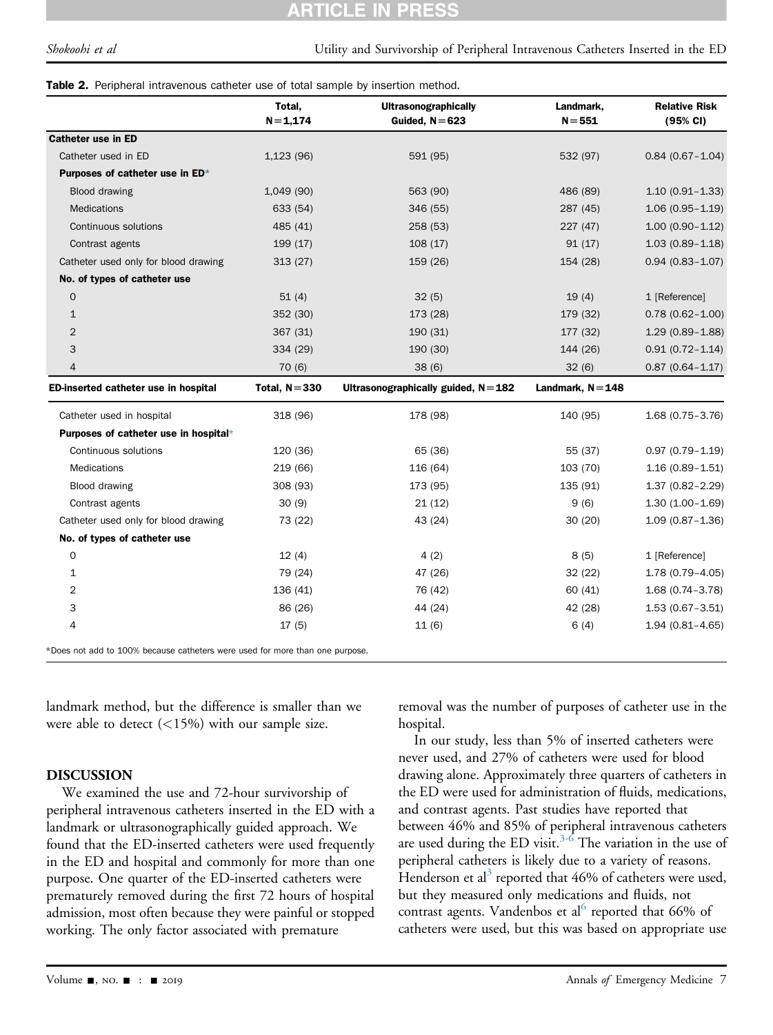**Table 2.** Peripheral intravenous catheter use of total sample by insertion method.

| | Total, N=1,174 | Ultrasonographically Guided, N=623 | Landmark, N=551 | Relative Risk (95% CI) |
|---|---|---|---|---|
| **Catheter use in ED** | | | | |
| Catheter used in ED | 1,123 (96) | 591 (95) | 532 (97) | 0.84 (0.67–1.04) |
| **Purposes of catheter use in ED*** | | | | |
| Blood drawing | 1,049 (90) | 563 (90) | 486 (89) | 1.10 (0.91–1.33) |
| Medications | 633 (54) | 346 (55) | 287 (45) | 1.06 (0.95–1.19) |
| Continuous solutions | 485 (41) | 258 (53) | 227 (47) | 1.00 (0.90–1.12) |
| Contrast agents | 199 (17) | 108 (17) | 91 (17) | 1.03 (0.89–1.18) |
| Catheter used only for blood drawing | 313 (27) | 159 (26) | 154 (28) | 0.94 (0.83–1.07) |
| **No. of types of catheter use** | | | | |
| 0 | 51 (4) | 32 (5) | 19 (4) | 1 [Reference] |
| 1 | 352 (30) | 173 (28) | 179 (32) | 0.78 (0.62–1.00) |
| 2 | 367 (31) | 190 (31) | 177 (32) | 1.29 (0.89–1.88) |
| 3 | 334 (29) | 190 (30) | 144 (26) | 0.91 (0.72–1.14) |
| 4 | 70 (6) | 38 (6) | 32 (6) | 0.87 (0.64–1.17) |
| **ED-inserted catheter use in hospital** | **Total, N=330** | **Ultrasonographically guided, N=182** | **Landmark, N=148** | |
| Catheter used in hospital | 318 (96) | 178 (98) | 140 (95) | 1.68 (0.75–3.76) |
| **Purposes of catheter use in hospital*** | | | | |
| Continuous solutions | 120 (36) | 65 (36) | 55 (37) | 0.97 (0.79–1.19) |
| Medications | 219 (66) | 116 (64) | 103 (70) | 1.16 (0.89–1.51) |
| Blood drawing | 308 (93) | 173 (95) | 135 (91) | 1.37 (0.82–2.29) |
| Contrast agents | 30 (9) | 21 (12) | 9 (6) | 1.30 (1.00–1.69) |
| Catheter used only for blood drawing | 73 (22) | 43 (24) | 30 (20) | 1.09 (0.87–1.36) |
| **No. of types of catheter use** | | | | |
| 0 | 12 (4) | 4 (2) | 8 (5) | 1 [Reference] |
| 1 | 79 (24) | 47 (26) | 32 (22) | 1.78 (0.79–4.05) |
| 2 | 136 (41) | 76 (42) | 60 (41) | 1.68 (0.74–3.78) |
| 3 | 86 (26) | 44 (24) | 42 (28) | 1.53 (0.67–3.51) |
| 4 | 17 (5) | 11 (6) | 6 (4) | 1.94 (0.81–4.65) |

*Does not add to 100% because catheters were used for more than one purpose.

landmark method, but the difference is smaller than we were able to detect (<15%) with our sample size.

## DISCUSSION

We examined the use and 72-hour survivorship of peripheral intravenous catheters inserted in the ED with a landmark or ultrasonographically guided approach. We found that the ED-inserted catheters were used frequently in the ED and hospital and commonly for more than one purpose. One quarter of the ED-inserted catheters were prematurely removed during the first 72 hours of hospital admission, most often because they were painful or stopped working. The only factor associated with premature removal was the number of purposes of catheter use in the hospital.

In our study, less than 5% of inserted catheters were never used, and 27% of catheters were used for blood drawing alone. Approximately three quarters of catheters in the ED were used for administration of fluids, medications, and contrast agents. Past studies have reported that between 46% and 85% of peripheral intravenous catheters are used during the ED visit.[3-6] The variation in the use of peripheral catheters is likely due to a variety of reasons. Henderson et al[3] reported that 46% of catheters were used, but they measured only medications and fluids, not contrast agents. Vandenbos et al[6] reported that 66% of catheters were used, but this was based on appropriate use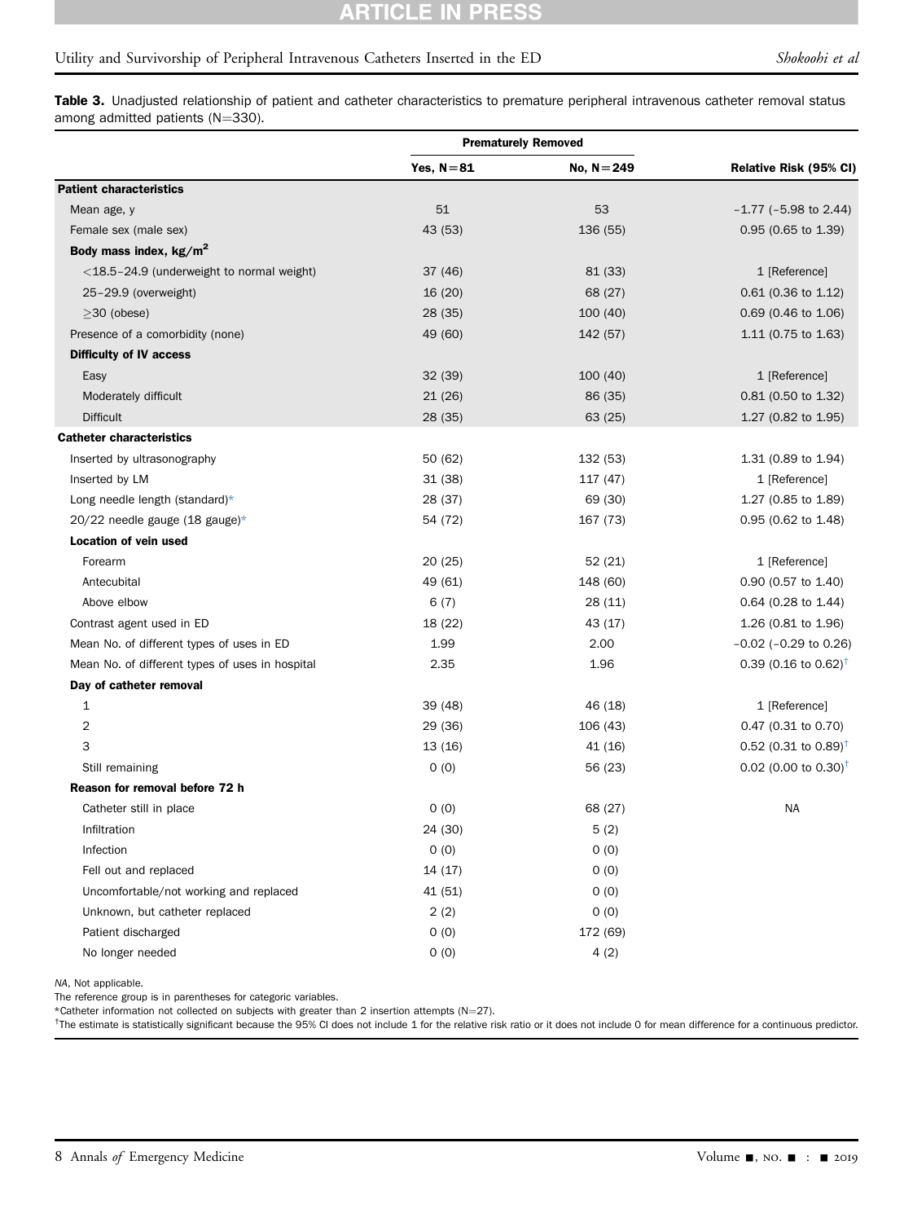**Table 3.** Unadjusted relationship of patient and catheter characteristics to premature peripheral intravenous catheter removal status among admitted patients (N=330).

| | Prematurely Removed | | |
|---|---|---|---|
| | Yes, N=81 | No, N=249 | Relative Risk (95% CI) |
| **Patient characteristics** | | | |
| Mean age, y | 51 | 53 | –1.77 (–5.98 to 2.44) |
| Female sex (male sex) | 43 (53) | 136 (55) | 0.95 (0.65 to 1.39) |
| **Body mass index, kg/m$^2$** | | | |
| <18.5–24.9 (underweight to normal weight) | 37 (46) | 81 (33) | 1 [Reference] |
| 25–29.9 (overweight) | 16 (20) | 68 (27) | 0.61 (0.36 to 1.12) |
| ≥30 (obese) | 28 (35) | 100 (40) | 0.69 (0.46 to 1.06) |
| Presence of a comorbidity (none) | 49 (60) | 142 (57) | 1.11 (0.75 to 1.63) |
| **Difficulty of IV access** | | | |
| Easy | 32 (39) | 100 (40) | 1 [Reference] |
| Moderately difficult | 21 (26) | 86 (35) | 0.81 (0.50 to 1.32) |
| Difficult | 28 (35) | 63 (25) | 1.27 (0.82 to 1.95) |
| **Catheter characteristics** | | | |
| Inserted by ultrasonography | 50 (62) | 132 (53) | 1.31 (0.89 to 1.94) |
| Inserted by LM | 31 (38) | 117 (47) | 1 [Reference] |
| Long needle length (standard)* | 28 (37) | 69 (30) | 1.27 (0.85 to 1.89) |
| 20/22 needle gauge (18 gauge)* | 54 (72) | 167 (73) | 0.95 (0.62 to 1.48) |
| **Location of vein used** | | | |
| Forearm | 20 (25) | 52 (21) | 1 [Reference] |
| Antecubital | 49 (61) | 148 (60) | 0.90 (0.57 to 1.40) |
| Above elbow | 6 (7) | 28 (11) | 0.64 (0.28 to 1.44) |
| Contrast agent used in ED | 18 (22) | 43 (17) | 1.26 (0.81 to 1.96) |
| Mean No. of different types of uses in ED | 1.99 | 2.00 | –0.02 (–0.29 to 0.26) |
| Mean No. of different types of uses in hospital | 2.35 | 1.96 | 0.39 (0.16 to 0.62)† |
| **Day of catheter removal** | | | |
| 1 | 39 (48) | 46 (18) | 1 [Reference] |
| 2 | 29 (36) | 106 (43) | 0.47 (0.31 to 0.70) |
| 3 | 13 (16) | 41 (16) | 0.52 (0.31 to 0.89)† |
| Still remaining | 0 (0) | 56 (23) | 0.02 (0.00 to 0.30)† |
| **Reason for removal before 72 h** | | | |
| Catheter still in place | 0 (0) | 68 (27) | NA |
| Infiltration | 24 (30) | 5 (2) | |
| Infection | 0 (0) | 0 (0) | |
| Fell out and replaced | 14 (17) | 0 (0) | |
| Uncomfortable/not working and replaced | 41 (51) | 0 (0) | |
| Unknown, but catheter replaced | 2 (2) | 0 (0) | |
| Patient discharged | 0 (0) | 172 (69) | |
| No longer needed | 0 (0) | 4 (2) | |

*NA*, Not applicable.

The reference group is in parentheses for categoric variables.

*Catheter information not collected on subjects with greater than 2 insertion attempts (N=27).

†The estimate is statistically significant because the 95% CI does not include 1 for the relative risk ratio or it does not include 0 for mean difference for a continuous predictor.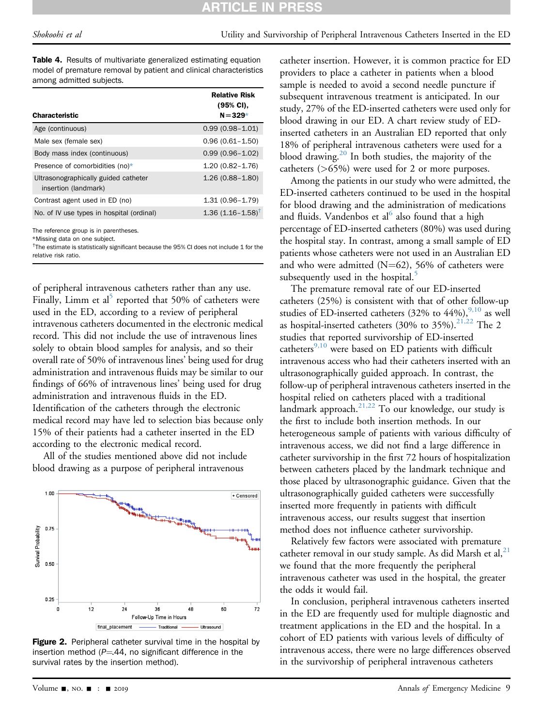**Table 4.** Results of multivariate generalized estimating equation model of premature removal by patient and clinical characteristics among admitted subjects.

| Characteristic | Relative Risk (95% CI), N=329* |
|---|---|
| Age (continuous) | 0.99 (0.98–1.01) |
| Male sex (female sex) | 0.96 (0.61–1.50) |
| Body mass index (continuous) | 0.99 (0.96–1.02) |
| Presence of comorbidities (no)* | 1.20 (0.82–1.76) |
| Ultrasonographically guided catheter insertion (landmark) | 1.26 (0.88–1.80) |
| Contrast agent used in ED (no) | 1.31 (0.96–1.79) |
| No. of IV use types in hospital (ordinal) | 1.36 (1.16–1.58)† |

The reference group is in parentheses.
*Missing data on one subject.
†The estimate is statistically significant because the 95% CI does not include 1 for the relative risk ratio.

of peripheral intravenous catheters rather than any use. Finally, Limm et al[5] reported that 50% of catheters were used in the ED, according to a review of peripheral intravenous catheters documented in the electronic medical record. This did not include the use of intravenous lines solely to obtain blood samples for analysis, and so their overall rate of 50% of intravenous lines' being used for drug administration and intravenous fluids may be similar to our findings of 66% of intravenous lines' being used for drug administration and intravenous fluids in the ED. Identification of the catheters through the electronic medical record may have led to selection bias because only 15% of their patients had a catheter inserted in the ED according to the electronic medical record.

All of the studies mentioned above did not include blood drawing as a purpose of peripheral intravenous catheter insertion. However, it is common practice for ED providers to place a catheter in patients when a blood sample is needed to avoid a second needle puncture if subsequent intravenous treatment is anticipated. In our study, 27% of the ED-inserted catheters were used only for blood drawing in our ED. A chart review study of ED-inserted catheters in an Australian ED reported that only 18% of peripheral intravenous catheters were used for a blood drawing.[20] In both studies, the majority of the catheters (>65%) were used for 2 or more purposes.

Among the patients in our study who were admitted, the ED-inserted catheters continued to be used in the hospital for blood drawing and the administration of medications and fluids. Vandenbos et al[6] also found that a high percentage of ED-inserted catheters (80%) was used during the hospital stay. In contrast, among a small sample of ED patients whose catheters were not used in an Australian ED and who were admitted (N=62), 56% of catheters were subsequently used in the hospital.[5]

The premature removal rate of our ED-inserted catheters (25%) is consistent with that of other follow-up studies of ED-inserted catheters (32% to 44%),[9,10] as well as hospital-inserted catheters (30% to 35%).[21,22] The 2 studies that reported survivorship of ED-inserted catheters[9,10] were based on ED patients with difficult intravenous access who had their catheters inserted with an ultrasonographically guided approach. In contrast, the follow-up of peripheral intravenous catheters inserted in the hospital relied on catheters placed with a traditional landmark approach.[21,22] To our knowledge, our study is the first to include both insertion methods. In our heterogeneous sample of patients with various difficulty of intravenous access, we did not find a large difference in catheter survivorship in the first 72 hours of hospitalization between catheters placed by the landmark technique and those placed by ultrasonographic guidance. Given that the ultrasonographically guided catheters were successfully inserted more frequently in patients with difficult intravenous access, our results suggest that insertion method does not influence catheter survivorship.

Relatively few factors were associated with premature catheter removal in our study sample. As did Marsh et al,[21] we found that the more frequently the peripheral intravenous catheter was used in the hospital, the greater the odds it would fail.

In conclusion, peripheral intravenous catheters inserted in the ED are frequently used for multiple diagnostic and treatment applications in the ED and the hospital. In a cohort of ED patients with various levels of difficulty of intravenous access, there were no large differences observed in the survivorship of peripheral intravenous catheters

**Figure 2.** Peripheral catheter survival time in the hospital by insertion method (P=.44, no significant difference in the survival rates by the insertion method).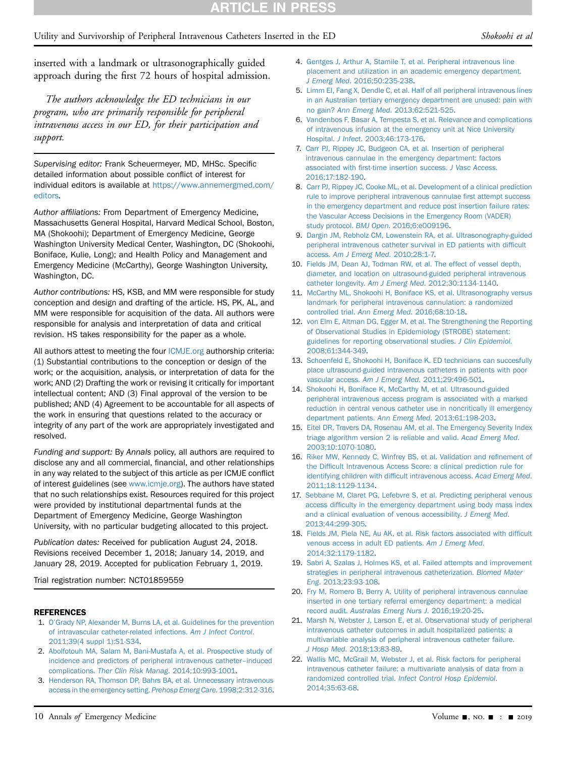inserted with a landmark or ultrasonographically guided approach during the first 72 hours of hospital admission.

*The authors acknowledge the ED technicians in our program, who are primarily responsible for peripheral intravenous access in our ED, for their participation and support.*

*Supervising editor:* Frank Scheuermeyer, MD, MHSc. Specific detailed information about possible conflict of interest for individual editors is available at https://www.annemergmed.com/editors.

*Author affiliations:* From Department of Emergency Medicine, Massachusetts General Hospital, Harvard Medical School, Boston, MA (Shokoohi); Department of Emergency Medicine, George Washington University Medical Center, Washington, DC (Shokoohi, Boniface, Kulie, Long); and Health Policy and Management and Emergency Medicine (McCarthy), George Washington University, Washington, DC.

*Author contributions:* HS, KSB, and MM were responsible for study conception and design and drafting of the article. HS, PK, AL, and MM were responsible for acquisition of the data. All authors were responsible for analysis and interpretation of data and critical revision. HS takes responsibility for the paper as a whole.

All authors attest to meeting the four ICMJE.org authorship criteria: (1) Substantial contributions to the conception or design of the work; or the acquisition, analysis, or interpretation of data for the work; AND (2) Drafting the work or revising it critically for important intellectual content; AND (3) Final approval of the version to be published; AND (4) Agreement to be accountable for all aspects of the work in ensuring that questions related to the accuracy or integrity of any part of the work are appropriately investigated and resolved.

*Funding and support:* By *Annals* policy, all authors are required to disclose any and all commercial, financial, and other relationships in any way related to the subject of this article as per ICMJE conflict of interest guidelines (see www.icmje.org). The authors have stated that no such relationships exist. Resources required for this project were provided by institutional departmental funds at the Department of Emergency Medicine, George Washington University, with no particular budgeting allocated to this project.

*Publication dates:* Received for publication August 24, 2018. Revisions received December 1, 2018; January 14, 2019, and January 28, 2019. Accepted for publication February 1, 2019.

Trial registration number: NCT01859559

## REFERENCES

1. O'Grady NP, Alexander M, Burns LA, et al. Guidelines for the prevention of intravascular catheter-related infections. *Am J Infect Control*. 2011;39(4 suppl 1):S1-S34.
2. Abolfotouh MA, Salam M, Bani-Mustafa A, et al. Prospective study of incidence and predictors of peripheral intravenous catheter–induced complications. *Ther Clin Risk Manag*. 2014;10:993-1001.
3. Henderson RA, Thomson DP, Bahrs BA, et al. Unnecessary intravenous access in the emergency setting. *Prehosp Emerg Care*. 1998;2:312-316.
4. Gentges J, Arthur A, Stamile T, et al. Peripheral intravenous line placement and utilization in an academic emergency department. *J Emerg Med*. 2016;50:235-238.
5. Limm EI, Fang X, Dendle C, et al. Half of all peripheral intravenous lines in an Australian tertiary emergency department are unused: pain with no gain? *Ann Emerg Med*. 2013;62:521-525.
6. Vandenbos F, Basar A, Tempesta S, et al. Relevance and complications of intravenous infusion at the emergency unit at Nice University Hospital. *J Infect*. 2003;46:173-176.
7. Carr PJ, Rippey JC, Budgeon CA, et al. Insertion of peripheral intravenous cannulae in the emergency department: factors associated with first-time insertion success. *J Vasc Access*. 2016;17:182-190.
8. Carr PJ, Rippey JC, Cooke ML, et al. Development of a clinical prediction rule to improve peripheral intravenous cannulae first attempt success in the emergency department and reduce post insertion failure rates: the Vascular Access Decisions in the Emergency Room (VADER) study protocol. *BMJ Open*. 2016;6:e009196.
9. Dargin JM, Rebholz CM, Lowenstein RA, et al. Ultrasonography-guided peripheral intravenous catheter survival in ED patients with difficult access. *Am J Emerg Med*. 2010;28:1-7.
10. Fields JM, Dean AJ, Todman RW, et al. The effect of vessel depth, diameter, and location on ultrasound-guided peripheral intravenous catheter longevity. *Am J Emerg Med*. 2012;30:1134-1140.
11. McCarthy ML, Shokoohi H, Boniface KS, et al. Ultrasonography versus landmark for peripheral intravenous cannulation: a randomized controlled trial. *Ann Emerg Med*. 2016;68:10-18.
12. von Elm E, Altman DG, Egger M, et al. The Strengthening the Reporting of Observational Studies in Epidemiology (STROBE) statement: guidelines for reporting observational studies. *J Clin Epidemiol*. 2008;61:344-349.
13. Schoenfeld E, Shokoohi H, Boniface K. ED technicians can succesfully place ultrasound-guided intravenous catheters in patients with poor vascular access. *Am J Emerg Med*. 2011;29:496-501.
14. Shokoohi H, Boniface K, McCarthy M, et al. Ultrasound-guided peripheral intravenous access program is associated with a marked reduction in central venous catheter use in noncritically ill emergency department patients. *Ann Emerg Med*. 2013;61:198-203.
15. Eitel DR, Travers DA, Rosenau AM, et al. The Emergency Severity Index triage algorithm version 2 is reliable and valid. *Acad Emerg Med*. 2003;10:1070-1080.
16. Riker MW, Kennedy C, Winfrey BS, et al. Validation and refinement of the Difficult Intravenous Access Score: a clinical prediction rule for identifying children with difficult intravenous access. *Acad Emerg Med*. 2011;18:1129-1134.
17. Sebbane M, Claret PG, Lefebvre S, et al. Predicting peripheral venous access difficulty in the emergency department using body mass index and a clinical evaluation of venous accessibility. *J Emerg Med*. 2013;44:299-305.
18. Fields JM, Piela NE, Au AK, et al. Risk factors associated with difficult venous access in adult ED patients. *Am J Emerg Med*. 2014;32:1179-1182.
19. Sabri A, Szalas J, Holmes KS, et al. Failed attempts and improvement strategies in peripheral intravenous catheterization. *Biomed Mater Eng*. 2013;23:93-108.
20. Fry M, Romero B, Berry A. Utility of peripheral intravenous cannulae inserted in one tertiary referral emergency department: a medical record audit. *Australas Emerg Nurs J*. 2016;19:20-25.
21. Marsh N, Webster J, Larson E, et al. Observational study of peripheral intravenous catheter outcomes in adult hospitalized patients: a multivariable analysis of peripheral intravenous catheter failure. *J Hosp Med*. 2018;13:83-89.
22. Wallis MC, McGrail M, Webster J, et al. Risk factors for peripheral intravenous catheter failure: a multivariate analysis of data from a randomized controlled trial. *Infect Control Hosp Epidemiol*. 2014;35:63-68.